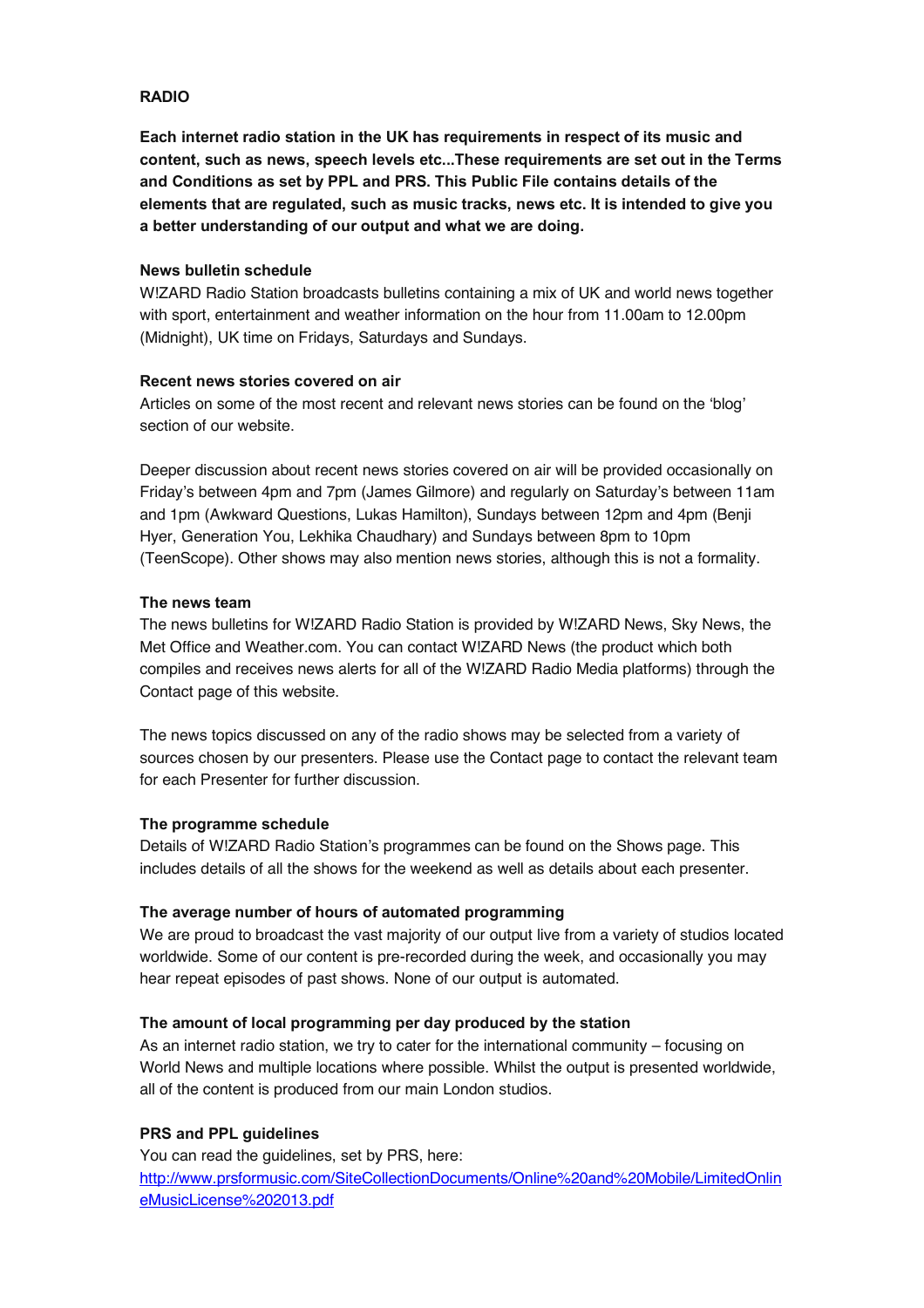**RADIO**

**Each internet radio station in the UK has requirements in respect of its music and content, such as news, speech levels etc...These requirements are set out in the Terms and Conditions as set by PPL and PRS. This Public File contains details of the elements that are regulated, such as music tracks, news etc. It is intended to give you a better understanding of our output and what we are doing.**

**News bulletin schedule**

W!ZARD Radio Station broadcasts bulletins containing a mix of UK and world news together with sport, entertainment and weather information on the hour from 11.00am to 12.00pm (Midnight), UK time on Fridays, Saturdays and Sundays.

**Recent news stories covered on air**

Articles on some of the most recent and relevant news stories can be found on the 'blog' section of our website.

Deeper discussion about recent news stories covered on air will be provided occasionally on Friday's between 4pm and 7pm (James Gilmore) and regularly on Saturday's between 11am and 1pm (Awkward Questions, Lukas Hamilton), Sundays between 12pm and 4pm (Benji Hyer, Generation You, Lekhika Chaudhary) and Sundays between 8pm to 10pm (TeenScope). Other shows may also mention news stories, although this is not a formality.

**The news team**

The news bulletins for W!ZARD Radio Station is provided by W!ZARD News, Sky News, the Met Office and Weather.com. You can contact W!ZARD News (the product which both compiles and receives news alerts for all of the W!ZARD Radio Media platforms) through the Contact page of this website.

The news topics discussed on any of the radio shows may be selected from a variety of sources chosen by our presenters. Please use the Contact page to contact the relevant team for each Presenter for further discussion.

**The programme schedule**

Details of W!ZARD Radio Station's programmes can be found on the Shows page. This includes details of all the shows for the weekend as well as details about each presenter.

**The average number of hours of automated programming**

We are proud to broadcast the vast majority of our output live from a variety of studios located worldwide. Some of our content is pre-recorded during the week, and occasionally you may hear repeat episodes of past shows. None of our output is automated.

**The amount of local programming per day produced by the station**

As an internet radio station, we try to cater for the international community – focusing on World News and multiple locations where possible. Whilst the output is presented worldwide, all of the content is produced from our main London studios.

**PRS and PPL guidelines**

You can read the guidelines, set by PRS, here:
[http://www.prsformusic.com/SiteCollectionDocuments/Online%20and%20Mobile/LimitedOnlineMusicLicense%202013.pdf](http://www.prsformusic.com/SiteCollectionDocuments/Online%20and%20Mobile/LimitedOnlineMusicLicense%202013.pdf)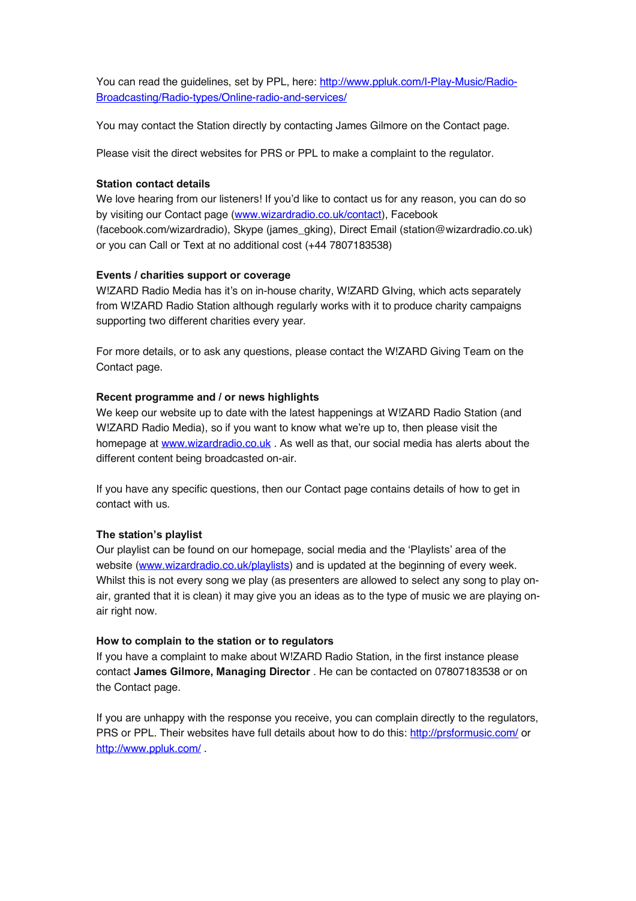You can read the guidelines, set by PPL, here: [http://www.ppluk.com/I-Play-Music/Radio-Broadcasting/Radio-types/Online-radio-and-services/](http://www.ppluk.com/I-Play-Music/Radio-Broadcasting/Radio-types/Online-radio-and-services/)

You may contact the Station directly by contacting James Gilmore on the Contact page.

Please visit the direct websites for PRS or PPL to make a complaint to the regulator.

**Station contact details**
We love hearing from our listeners! If you'd like to contact us for any reason, you can do so by visiting our Contact page ([www.wizardradio.co.uk/contact](http://www.wizardradio.co.uk/contact)), Facebook (facebook.com/wizardradio), Skype (james_gking), Direct Email (station@wizardradio.co.uk) or you can Call or Text at no additional cost (+44 7807183538)

**Events / charities support or coverage**
W!ZARD Radio Media has it's on in-house charity, W!ZARD GIving, which acts separately from W!ZARD Radio Station although regularly works with it to produce charity campaigns supporting two different charities every year.

For more details, or to ask any questions, please contact the W!ZARD Giving Team on the Contact page.

**Recent programme and / or news highlights**
We keep our website up to date with the latest happenings at W!ZARD Radio Station (and W!ZARD Radio Media), so if you want to know what we're up to, then please visit the homepage at [www.wizardradio.co.uk](http://www.wizardradio.co.uk) . As well as that, our social media has alerts about the different content being broadcasted on-air.

If you have any specific questions, then our Contact page contains details of how to get in contact with us.

**The station's playlist**
Our playlist can be found on our homepage, social media and the 'Playlists' area of the website ([www.wizardradio.co.uk/playlists](http://www.wizardradio.co.uk/playlists)) and is updated at the beginning of every week. Whilst this is not every song we play (as presenters are allowed to select any song to play on-air, granted that it is clean) it may give you an ideas as to the type of music we are playing on-air right now.

**How to complain to the station or to regulators**
If you have a complaint to make about W!ZARD Radio Station, in the first instance please contact **James Gilmore, Managing Director** . He can be contacted on 07807183538 or on the Contact page.

If you are unhappy with the response you receive, you can complain directly to the regulators, PRS or PPL. Their websites have full details about how to do this: [http://prsformusic.com/](http://prsformusic.com/) or [http://www.ppluk.com/](http://www.ppluk.com/) .